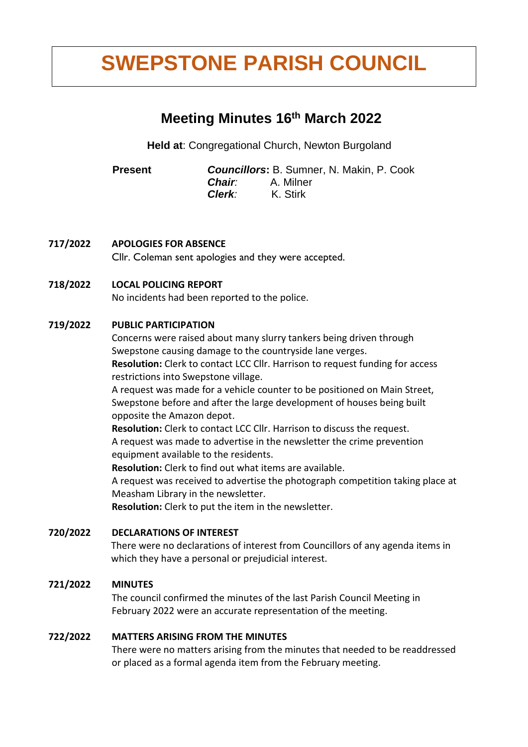# SWEPSTONE PARISH COUNCIL

## Meeting Minutes 16th March 2022

**Held at**: Congregational Church, Newton Burgoland

**Present** — ***Councillors*:** B. Sumner, N. Makin, P. Cook
***Chair*:** A. Milner
***Clerk*:** K. Stirk

**717/2022 APOLOGIES FOR ABSENCE**

Cllr. Coleman sent apologies and they were accepted.

**718/2022 LOCAL POLICING REPORT**

No incidents had been reported to the police.

**719/2022 PUBLIC PARTICIPATION**

Concerns were raised about many slurry tankers being driven through Swepstone causing damage to the countryside lane verges.

**Resolution:** Clerk to contact LCC Cllr. Harrison to request funding for access restrictions into Swepstone village.

A request was made for a vehicle counter to be positioned on Main Street, Swepstone before and after the large development of houses being built opposite the Amazon depot.

**Resolution:** Clerk to contact LCC Cllr. Harrison to discuss the request.

A request was made to advertise in the newsletter the crime prevention equipment available to the residents.

**Resolution:** Clerk to find out what items are available.

A request was received to advertise the photograph competition taking place at Measham Library in the newsletter.

**Resolution:** Clerk to put the item in the newsletter.

**720/2022 DECLARATIONS OF INTEREST**

There were no declarations of interest from Councillors of any agenda items in which they have a personal or prejudicial interest.

**721/2022 MINUTES**

The council confirmed the minutes of the last Parish Council Meeting in February 2022 were an accurate representation of the meeting.

**722/2022 MATTERS ARISING FROM THE MINUTES**

There were no matters arising from the minutes that needed to be readdressed or placed as a formal agenda item from the February meeting.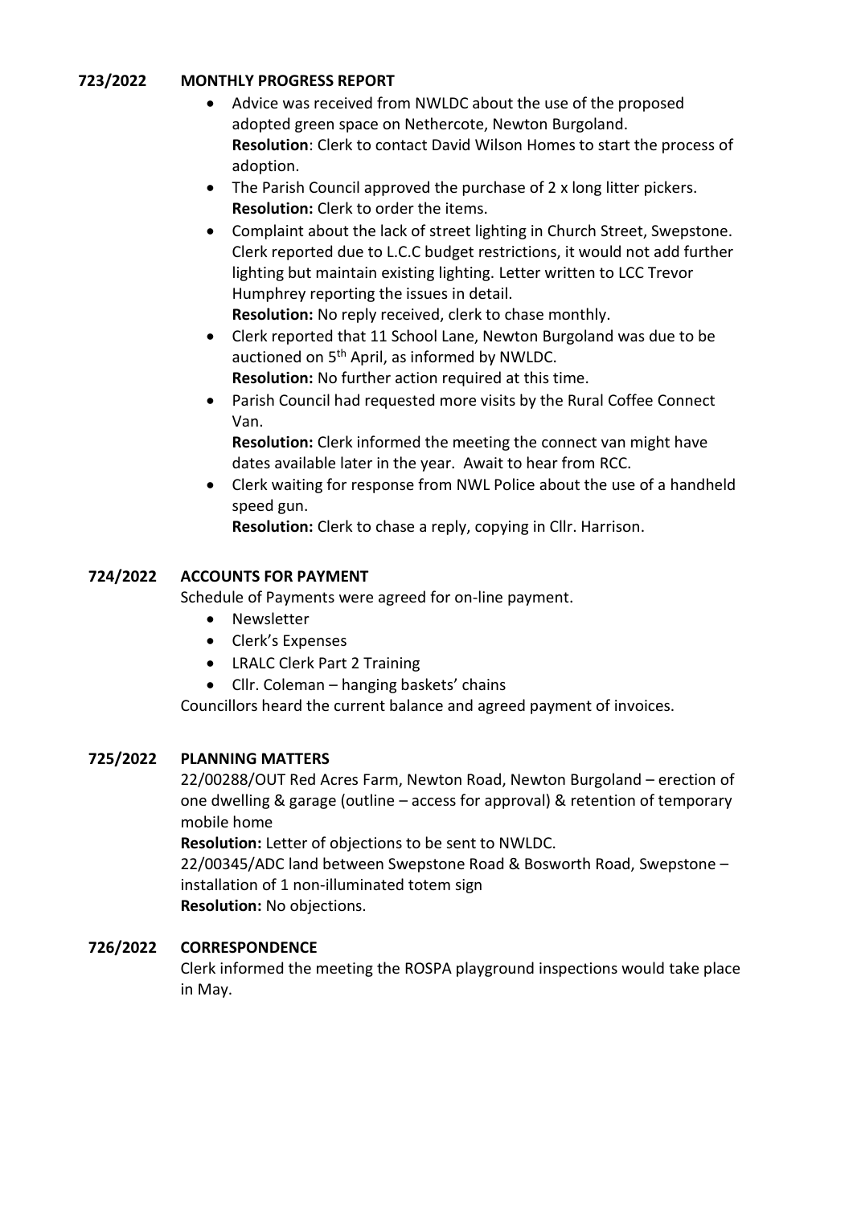**723/2022 MONTHLY PROGRESS REPORT**

- Advice was received from NWLDC about the use of the proposed adopted green space on Nethercote, Newton Burgoland.
  **Resolution**: Clerk to contact David Wilson Homes to start the process of adoption.
- The Parish Council approved the purchase of 2 x long litter pickers.
  **Resolution:** Clerk to order the items.
- Complaint about the lack of street lighting in Church Street, Swepstone. Clerk reported due to L.C.C budget restrictions, it would not add further lighting but maintain existing lighting. Letter written to LCC Trevor Humphrey reporting the issues in detail.
  **Resolution:** No reply received, clerk to chase monthly.
- Clerk reported that 11 School Lane, Newton Burgoland was due to be auctioned on 5th April, as informed by NWLDC.
  **Resolution:** No further action required at this time.
- Parish Council had requested more visits by the Rural Coffee Connect Van.
  **Resolution:** Clerk informed the meeting the connect van might have dates available later in the year. Await to hear from RCC.
- Clerk waiting for response from NWL Police about the use of a handheld speed gun.
  **Resolution:** Clerk to chase a reply, copying in Cllr. Harrison.

**724/2022 ACCOUNTS FOR PAYMENT**

Schedule of Payments were agreed for on-line payment.

- Newsletter
- Clerk's Expenses
- LRALC Clerk Part 2 Training
- Cllr. Coleman – hanging baskets' chains

Councillors heard the current balance and agreed payment of invoices.

**725/2022 PLANNING MATTERS**

22/00288/OUT Red Acres Farm, Newton Road, Newton Burgoland – erection of one dwelling & garage (outline – access for approval) & retention of temporary mobile home

**Resolution:** Letter of objections to be sent to NWLDC.

22/00345/ADC land between Swepstone Road & Bosworth Road, Swepstone – installation of 1 non-illuminated totem sign

**Resolution:** No objections.

**726/2022 CORRESPONDENCE**

Clerk informed the meeting the ROSPA playground inspections would take place in May.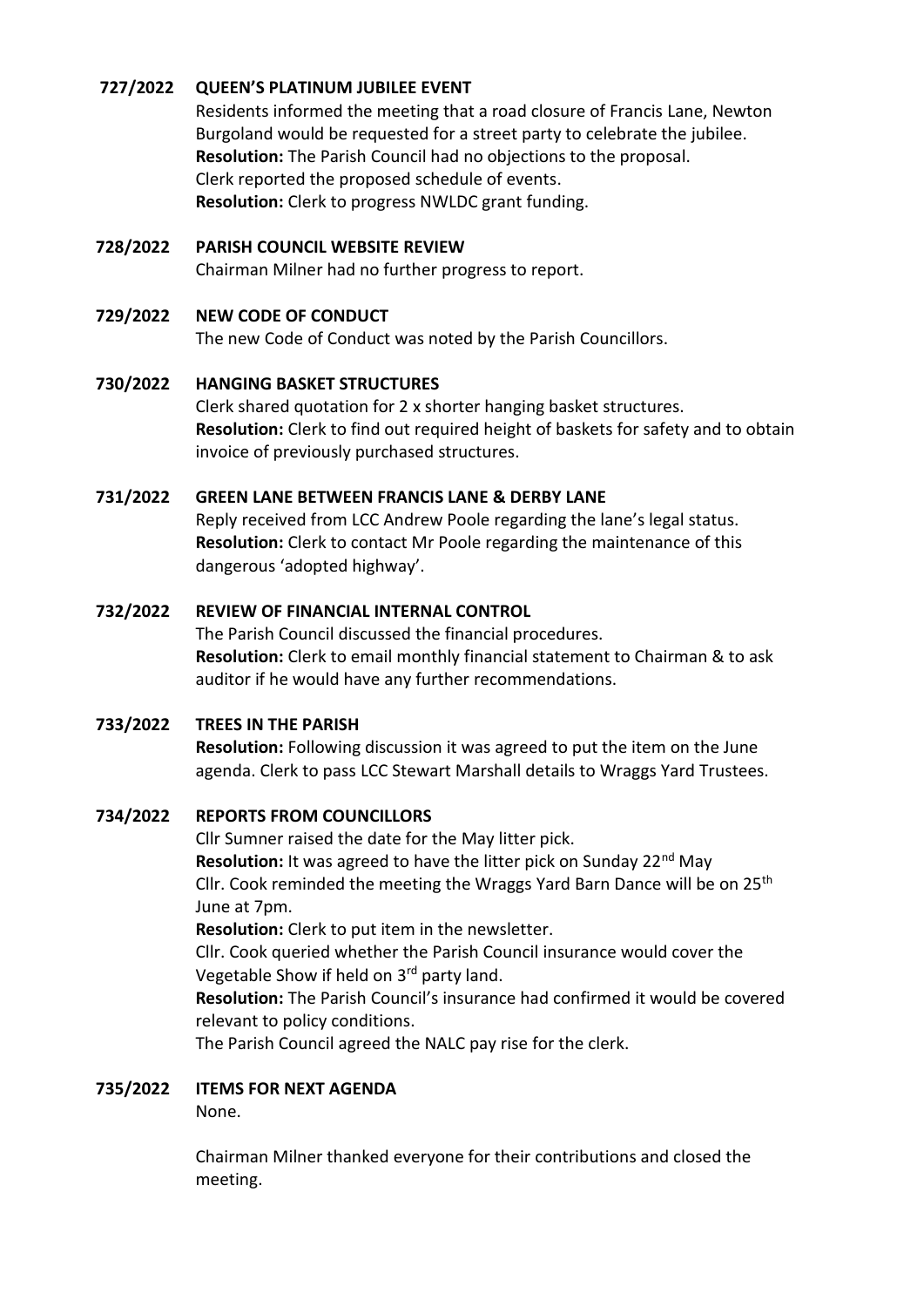**727/2022 QUEEN'S PLATINUM JUBILEE EVENT**

Residents informed the meeting that a road closure of Francis Lane, Newton Burgoland would be requested for a street party to celebrate the jubilee.
**Resolution:** The Parish Council had no objections to the proposal.
Clerk reported the proposed schedule of events.
**Resolution:** Clerk to progress NWLDC grant funding.

**728/2022 PARISH COUNCIL WEBSITE REVIEW**

Chairman Milner had no further progress to report.

**729/2022 NEW CODE OF CONDUCT**

The new Code of Conduct was noted by the Parish Councillors.

**730/2022 HANGING BASKET STRUCTURES**

Clerk shared quotation for 2 x shorter hanging basket structures.
**Resolution:** Clerk to find out required height of baskets for safety and to obtain invoice of previously purchased structures.

**731/2022 GREEN LANE BETWEEN FRANCIS LANE & DERBY LANE**

Reply received from LCC Andrew Poole regarding the lane's legal status.
**Resolution:** Clerk to contact Mr Poole regarding the maintenance of this dangerous 'adopted highway'.

**732/2022 REVIEW OF FINANCIAL INTERNAL CONTROL**

The Parish Council discussed the financial procedures.
**Resolution:** Clerk to email monthly financial statement to Chairman & to ask auditor if he would have any further recommendations.

**733/2022 TREES IN THE PARISH**

**Resolution:** Following discussion it was agreed to put the item on the June agenda. Clerk to pass LCC Stewart Marshall details to Wraggs Yard Trustees.

**734/2022 REPORTS FROM COUNCILLORS**

Cllr Sumner raised the date for the May litter pick.
**Resolution:** It was agreed to have the litter pick on Sunday 22nd May
Cllr. Cook reminded the meeting the Wraggs Yard Barn Dance will be on 25th June at 7pm.
**Resolution:** Clerk to put item in the newsletter.
Cllr. Cook queried whether the Parish Council insurance would cover the Vegetable Show if held on 3rd party land.
**Resolution:** The Parish Council's insurance had confirmed it would be covered relevant to policy conditions.
The Parish Council agreed the NALC pay rise for the clerk.

**735/2022 ITEMS FOR NEXT AGENDA**

None.

Chairman Milner thanked everyone for their contributions and closed the meeting.